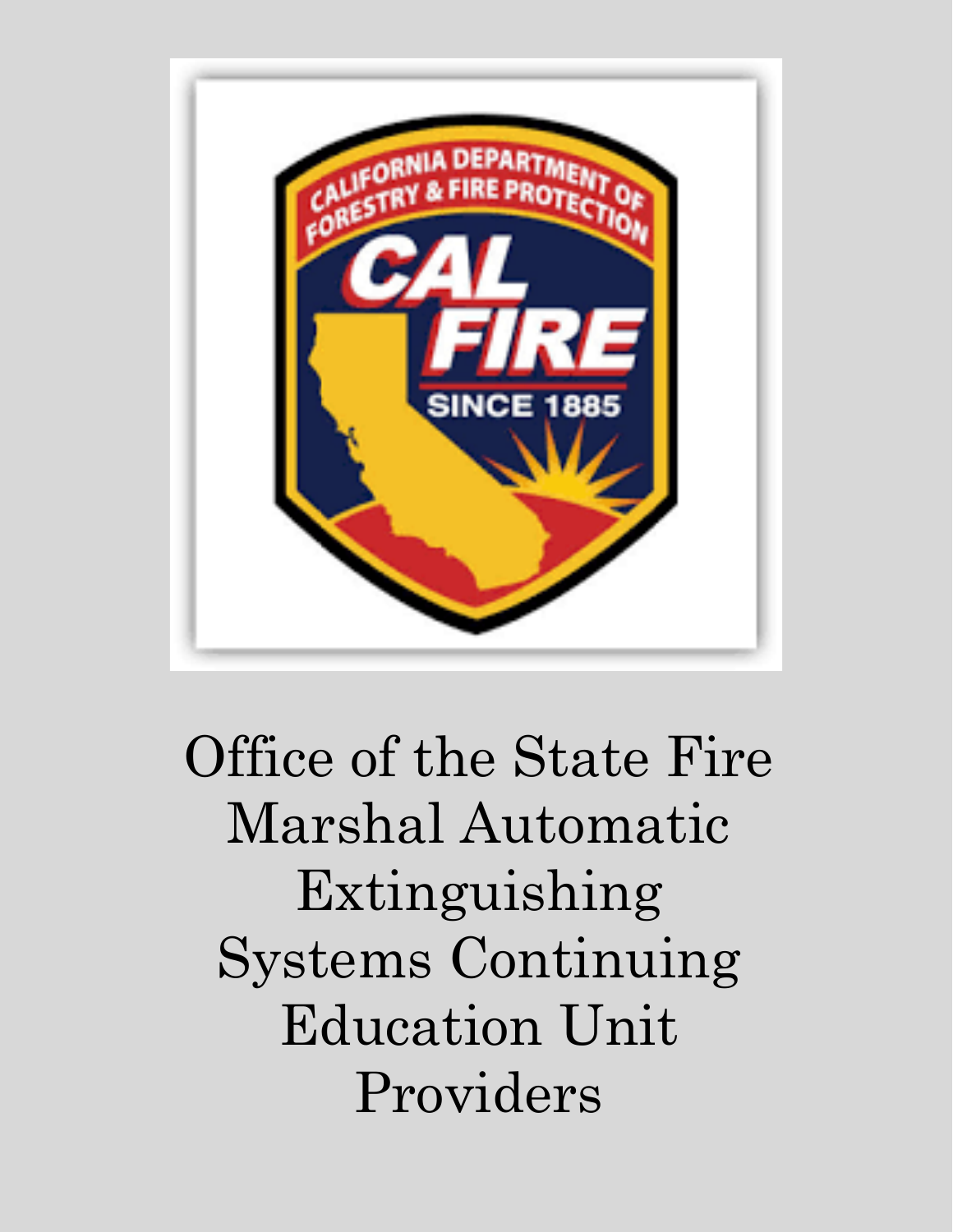# Office of the State Fire Marshal Automatic Extinguishing Systems Continuing Education Unit Providers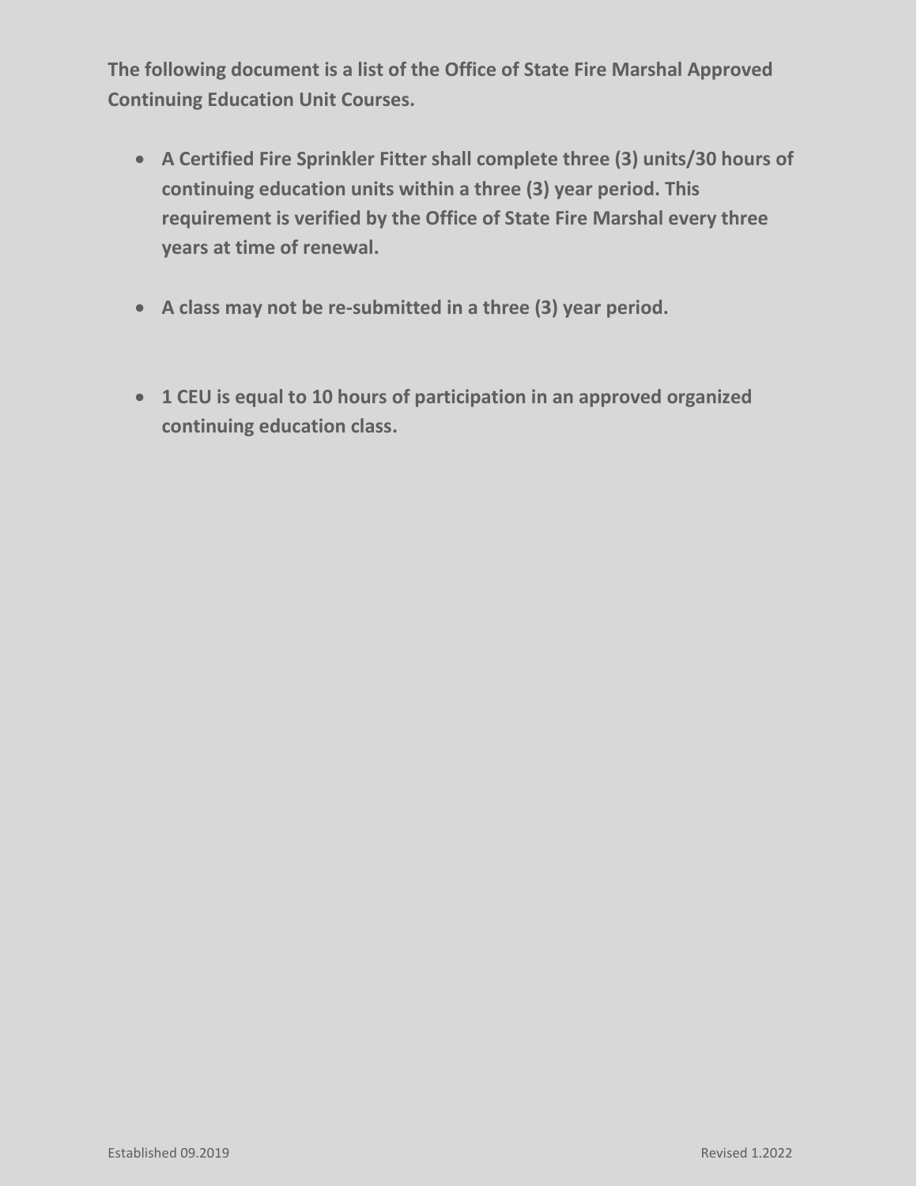**The following document is a list of the Office of State Fire Marshal Approved Continuing Education Unit Courses.**

- **A Certified Fire Sprinkler Fitter shall complete three (3) units/30 hours of continuing education units within a three (3) year period. This requirement is verified by the Office of State Fire Marshal every three years at time of renewal.**

- **A class may not be re-submitted in a three (3) year period.**

- **1 CEU is equal to 10 hours of participation in an approved organized continuing education class.**

Established 09.2019 Revised 1.2022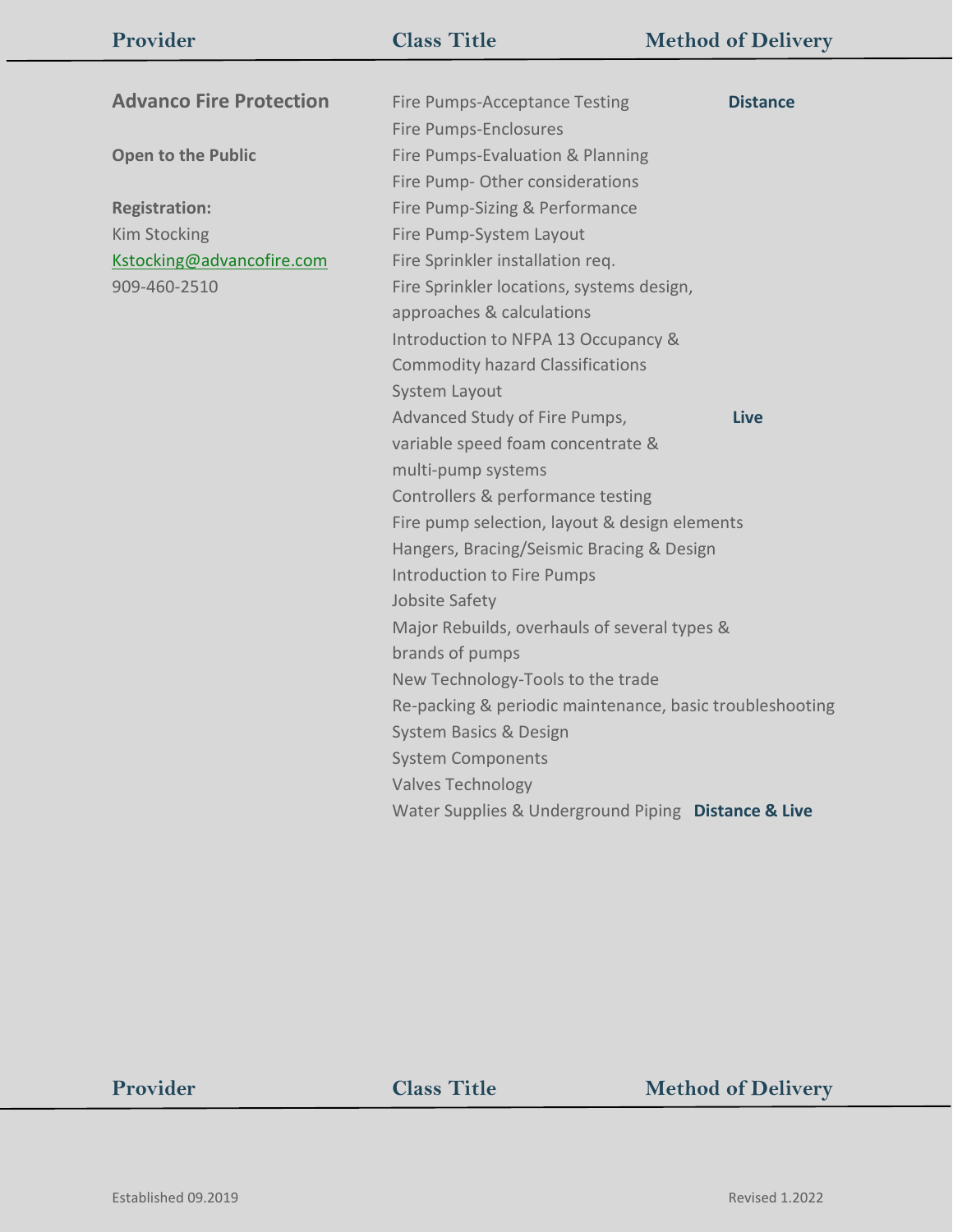| Provider | Class Title | Method of Delivery |
|---|---|---|
| **Advanco Fire Protection** | Fire Pumps-Acceptance Testing | **Distance** |
| | Fire Pumps-Enclosures | |
| **Open to the Public** | Fire Pumps-Evaluation & Planning | |
| | Fire Pump- Other considerations | |
| **Registration:** | Fire Pump-Sizing & Performance | |
| Kim Stocking | Fire Pump-System Layout | |
| Kstocking@advancofire.com | Fire Sprinkler installation req. | |
| 909-460-2510 | Fire Sprinkler locations, systems design, approaches & calculations | |
| | Introduction to NFPA 13 Occupancy & Commodity hazard Classifications | |
| | System Layout | |
| | Advanced Study of Fire Pumps, variable speed foam concentrate & multi-pump systems | **Live** |
| | Controllers & performance testing | |
| | Fire pump selection, layout & design elements | |
| | Hangers, Bracing/Seismic Bracing & Design | |
| | Introduction to Fire Pumps | |
| | Jobsite Safety | |
| | Major Rebuilds, overhauls of several types & brands of pumps | |
| | New Technology-Tools to the trade | |
| | Re-packing & periodic maintenance, basic troubleshooting | |
| | System Basics & Design | |
| | System Components | |
| | Valves Technology | |
| | Water Supplies & Underground Piping | **Distance & Live** |

| Provider | Class Title | Method of Delivery |
|---|---|---|

Established 09.2019

Revised 1.2022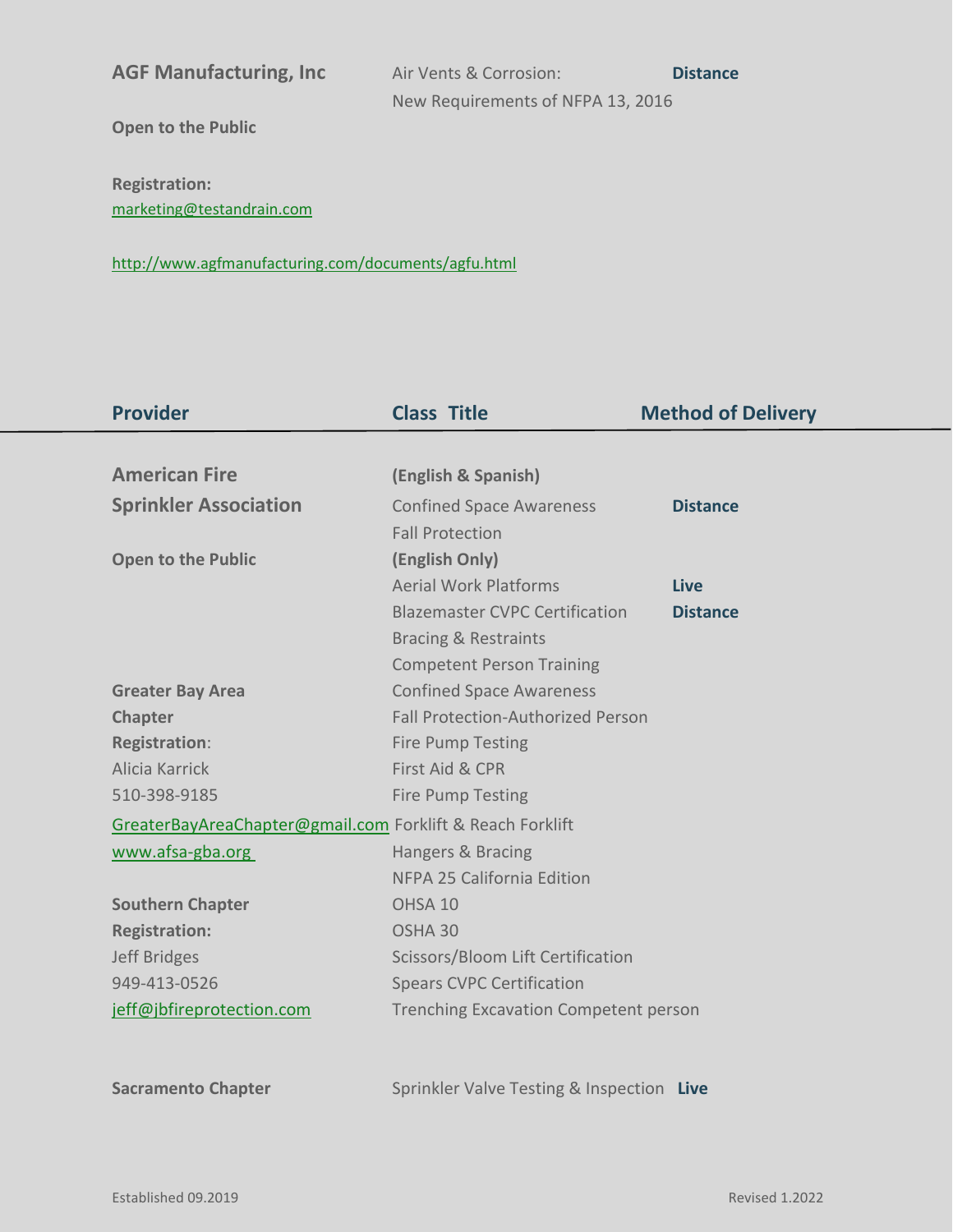| | | |
|---|---|---|
| **AGF Manufacturing, Inc** | Air Vents & Corrosion: New Requirements of NFPA 13, 2016 | **Distance** |
| **Open to the Public** | | |
| **Registration:** marketing@testandrain.com | | |
| http://www.agfmanufacturing.com/documents/agfu.html | | |

| Provider | Class Title | Method of Delivery |
|---|---|---|
| **American Fire Sprinkler Association** | **(English & Spanish)** | |
| | Confined Space Awareness | **Distance** |
| | Fall Protection | |
| **Open to the Public** | **(English Only)** | |
| | Aerial Work Platforms | **Live** |
| | Blazemaster CVPC Certification | **Distance** |
| | Bracing & Restraints | |
| | Competent Person Training | |
| **Greater Bay Area Chapter** | Confined Space Awareness | |
| | Fall Protection-Authorized Person | |
| **Registration**: | Fire Pump Testing | |
| Alicia Karrick | First Aid & CPR | |
| 510-398-9185 | Fire Pump Testing | |
| GreaterBayAreaChapter@gmail.com | Forklift & Reach Forklift | |
| www.afsa-gba.org | Hangers & Bracing | |
| | NFPA 25 California Edition | |
| **Southern Chapter** | OHSA 10 | |
| **Registration:** | OSHA 30 | |
| Jeff Bridges | Scissors/Bloom Lift Certification | |
| 949-413-0526 | Spears CVPC Certification | |
| jeff@jbfireprotection.com | Trenching Excavation Competent person | |
| **Sacramento Chapter** | Sprinkler Valve Testing & Inspection | **Live** |

Established 09.2019 Revised 1.2022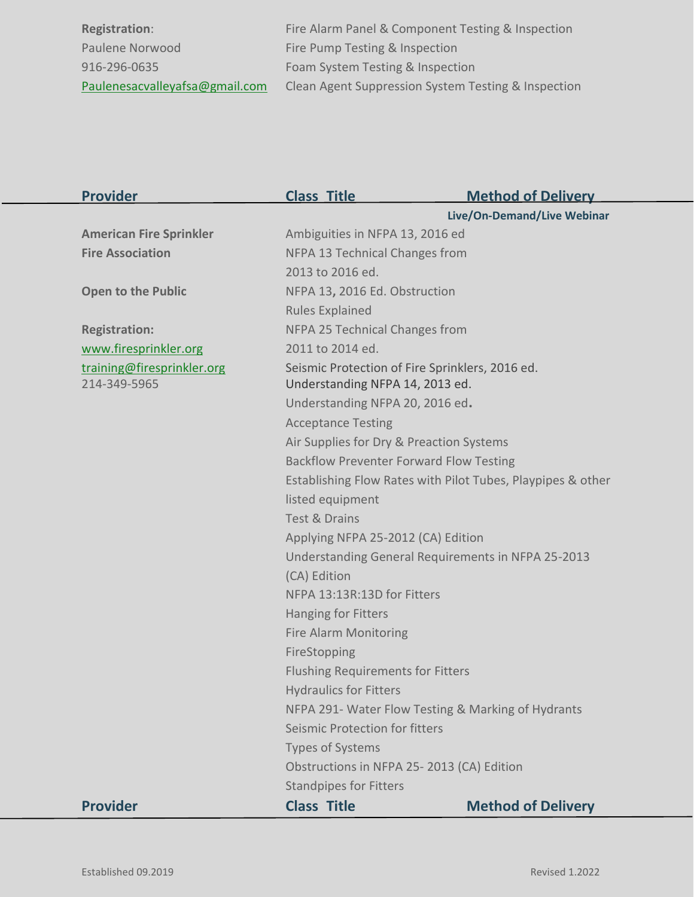| | |
|---|---|
| **Registration**: | Fire Alarm Panel & Component Testing & Inspection |
| Paulene Norwood | Fire Pump Testing & Inspection |
| 916-296-0635 | Foam System Testing & Inspection |
| Paulenesacvalleyafsa@gmail.com | Clean Agent Suppression System Testing & Inspection |

| **Provider** | **Class Title** | **Method of Delivery** |
|---|---|---|
| | | **Live/On-Demand/Live Webinar** |
| **American Fire Sprinkler Fire Association** | Ambiguities in NFPA 13, 2016 ed | |
| | NFPA 13 Technical Changes from 2013 to 2016 ed. | |
| **Open to the Public** | NFPA 13, 2016 Ed. Obstruction Rules Explained | |
| **Registration:** | NFPA 25 Technical Changes from 2011 to 2014 ed. | |
| www.firesprinkler.org | | |
| training@firesprinkler.org | Seismic Protection of Fire Sprinklers, 2016 ed. | |
| 214-349-5965 | Understanding NFPA 14, 2013 ed. | |
| | Understanding NFPA 20, 2016 ed. | |
| | Acceptance Testing | |
| | Air Supplies for Dry & Preaction Systems | |
| | Backflow Preventer Forward Flow Testing | |
| | Establishing Flow Rates with Pilot Tubes, Playpipes & other listed equipment | |
| | Test & Drains | |
| | Applying NFPA 25-2012 (CA) Edition | |
| | Understanding General Requirements in NFPA 25-2013 (CA) Edition | |
| | NFPA 13:13R:13D for Fitters | |
| | Hanging for Fitters | |
| | Fire Alarm Monitoring | |
| | FireStopping | |
| | Flushing Requirements for Fitters | |
| | Hydraulics for Fitters | |
| | NFPA 291- Water Flow Testing & Marking of Hydrants | |
| | Seismic Protection for fitters | |
| | Types of Systems | |
| | Obstructions in NFPA 25- 2013 (CA) Edition | |
| | Standpipes for Fitters | |

| **Provider** | **Class Title** | **Method of Delivery** |
|---|---|---|

Established 09.2019 Revised 1.2022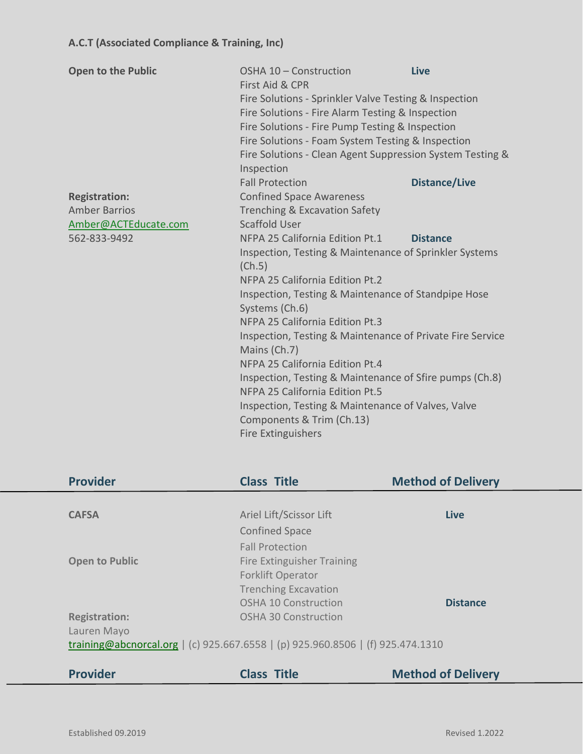**A.C.T (Associated Compliance & Training, Inc)**

| | | |
|---|---|---|
| **Open to the Public** | OSHA 10 – Construction | **Live** |
| | First Aid & CPR | |
| | Fire Solutions - Sprinkler Valve Testing & Inspection | |
| | Fire Solutions - Fire Alarm Testing & Inspection | |
| | Fire Solutions - Fire Pump Testing & Inspection | |
| | Fire Solutions - Foam System Testing & Inspection | |
| | Fire Solutions - Clean Agent Suppression System Testing & Inspection | |
| | Fall Protection | **Distance/Live** |
| **Registration:** | Confined Space Awareness | |
| Amber Barrios | Trenching & Excavation Safety | |
| Amber@ACTEducate.com | Scaffold User | |
| 562-833-9492 | NFPA 25 California Edition Pt.1 Inspection, Testing & Maintenance of Sprinkler Systems (Ch.5) | **Distance** |
| | NFPA 25 California Edition Pt.2 Inspection, Testing & Maintenance of Standpipe Hose Systems (Ch.6) | |
| | NFPA 25 California Edition Pt.3 Inspection, Testing & Maintenance of Private Fire Service Mains (Ch.7) | |
| | NFPA 25 California Edition Pt.4 Inspection, Testing & Maintenance of Sfire pumps (Ch.8) | |
| | NFPA 25 California Edition Pt.5 Inspection, Testing & Maintenance of Valves, Valve Components & Trim (Ch.13) | |
| | Fire Extinguishers | |

| Provider | Class Title | Method of Delivery |
|---|---|---|
| **CAFSA** | Ariel Lift/Scissor Lift | **Live** |
| | Confined Space | |
| | Fall Protection | |
| **Open to Public** | Fire Extinguisher Training | |
| | Forklift Operator | |
| | Trenching Excavation | |
| | OSHA 10 Construction | **Distance** |
| **Registration:** | OSHA 30 Construction | |
| Lauren Mayo | | |

training@abcnorcal.org | (c) 925.667.6558 | (p) 925.960.8506 | (f) 925.474.1310

| Provider | Class Title | Method of Delivery |
|---|---|---|

Established 09.2019 Revised 1.2022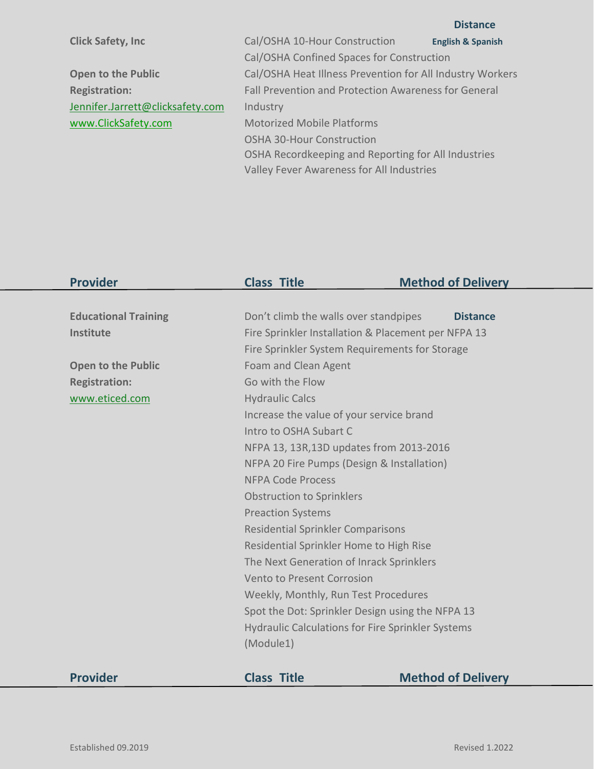| Provider | Class Title | Method of Delivery |
|---|---|---|
| **Click Safety, Inc**<br><br>**Open to the Public**<br>**Registration:**<br>Jennifer.Jarrett@clicksafety.com<br>www.ClickSafety.com | Cal/OSHA 10-Hour Construction<br>Cal/OSHA Confined Spaces for Construction<br>Cal/OSHA Heat Illness Prevention for All Industry Workers<br>Fall Prevention and Protection Awareness for General Industry<br>Motorized Mobile Platforms<br>OSHA 30-Hour Construction<br>OSHA Recordkeeping and Reporting for All Industries<br>Valley Fever Awareness for All Industries | **Distance**<br>**English & Spanish** |

| Provider | Class Title | Method of Delivery |
|---|---|---|
| **Educational Training Institute**<br><br>**Open to the Public**<br>**Registration:**<br>www.eticed.com | Don't climb the walls over standpipes<br>Fire Sprinkler Installation & Placement per NFPA 13<br>Fire Sprinkler System Requirements for Storage<br>Foam and Clean Agent<br>Go with the Flow<br>Hydraulic Calcs<br>Increase the value of your service brand<br>Intro to OSHA Subart C<br>NFPA 13, 13R,13D updates from 2013-2016<br>NFPA 20 Fire Pumps (Design & Installation)<br>NFPA Code Process<br>Obstruction to Sprinklers<br>Preaction Systems<br>Residential Sprinkler Comparisons<br>Residential Sprinkler Home to High Rise<br>The Next Generation of Inrack Sprinklers<br>Vento to Present Corrosion<br>Weekly, Monthly, Run Test Procedures<br>Spot the Dot: Sprinkler Design using the NFPA 13<br>Hydraulic Calculations for Fire Sprinkler Systems (Module1) | **Distance** |

| Provider | Class Title | Method of Delivery |
|---|---|---|

Established 09.2019

Revised 1.2022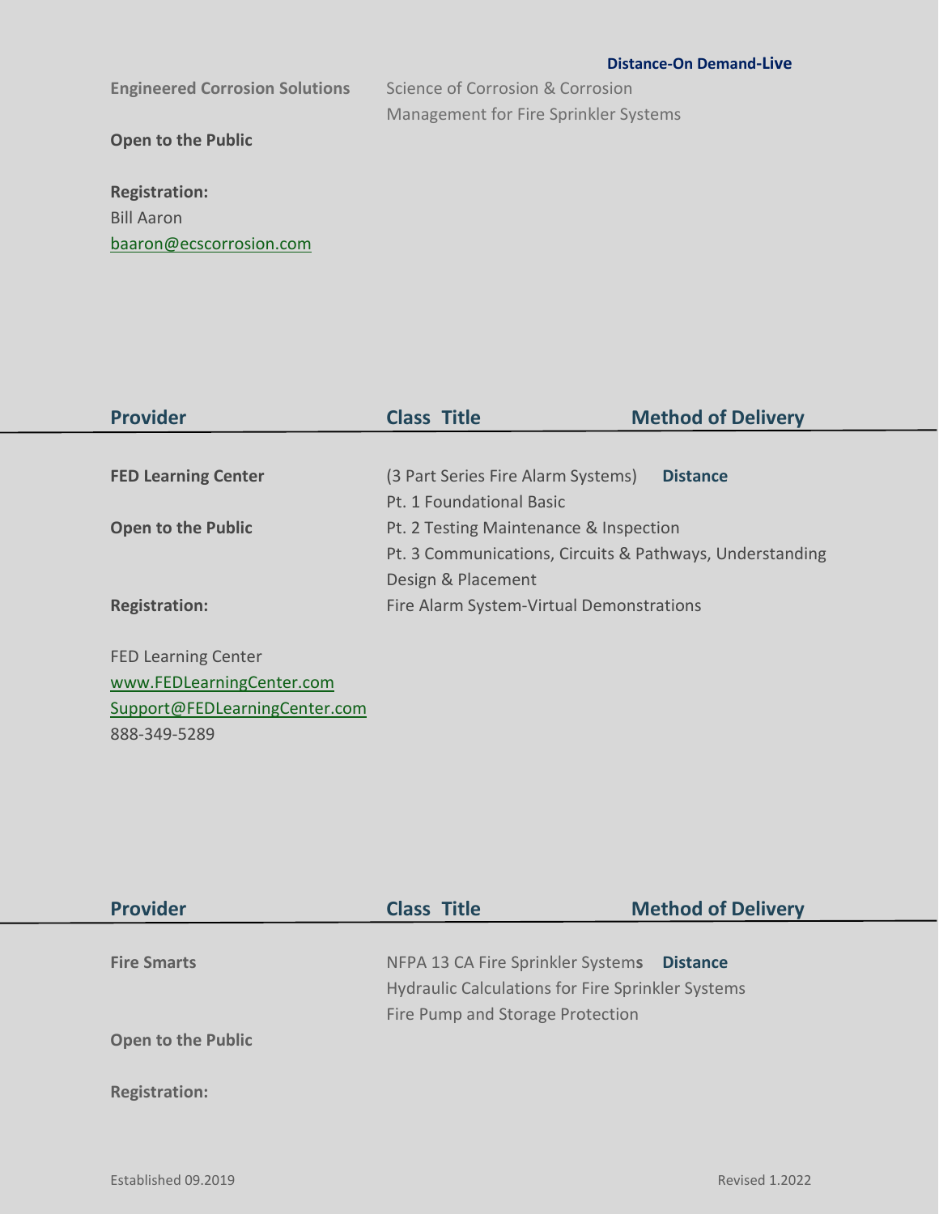| | | **Distance-On Demand-Live** |
|---|---|---|
| **Engineered Corrosion Solutions** | Science of Corrosion & Corrosion Management for Fire Sprinkler Systems | |
| **Open to the Public** | | |
| **Registration:** | | |
| Bill Aaron | | |
| baaron@ecscorrosion.com | | |

| Provider | Class Title | Method of Delivery |
|---|---|---|
| **FED Learning Center** | (3 Part Series Fire Alarm Systems) | **Distance** |
| | Pt. 1 Foundational Basic | |
| **Open to the Public** | Pt. 2 Testing Maintenance & Inspection | |
| | Pt. 3 Communications, Circuits & Pathways, Understanding Design & Placement | |
| **Registration:** | Fire Alarm System-Virtual Demonstrations | |
| FED Learning Center | | |
| www.FEDLearningCenter.com | | |
| Support@FEDLearningCenter.com | | |
| 888-349-5289 | | |

| Provider | Class Title | Method of Delivery |
|---|---|---|
| **Fire Smarts** | NFPA 13 CA Fire Sprinkler Systems | **Distance** |
| | Hydraulic Calculations for Fire Sprinkler Systems | |
| | Fire Pump and Storage Protection | |
| **Open to the Public** | | |
| **Registration:** | | |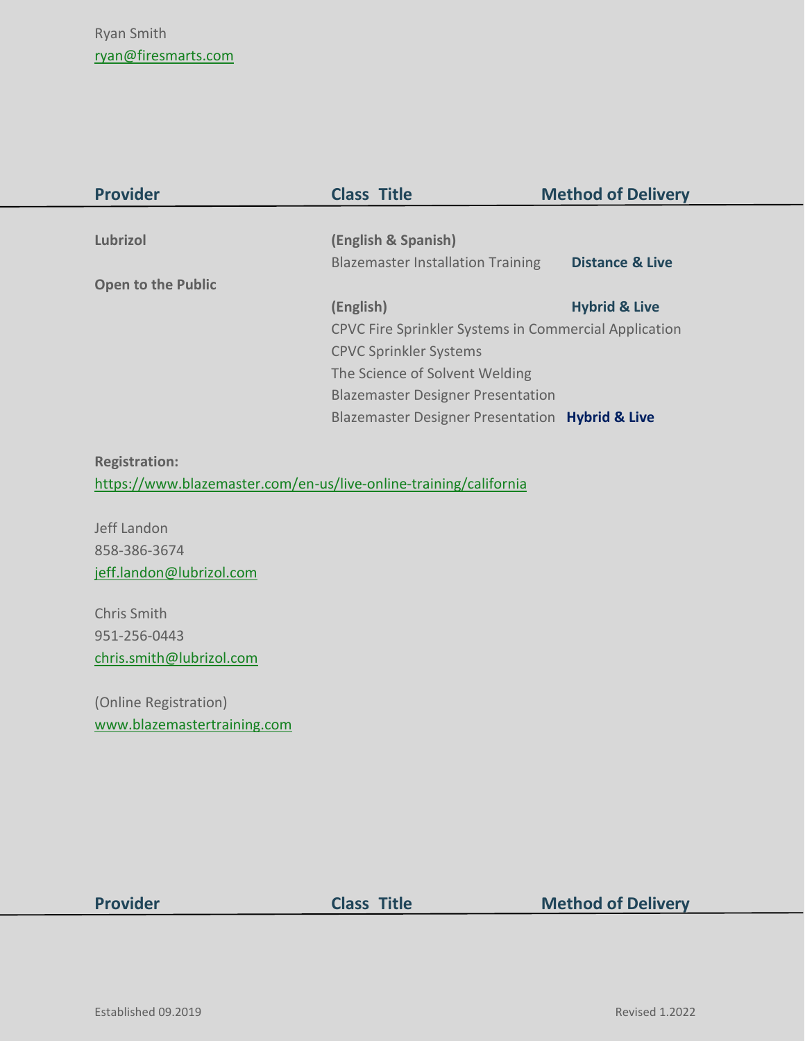Ryan Smith
ryan@firesmarts.com

| Provider | Class Title | Method of Delivery |
|---|---|---|
| **Lubrizol** | **(English & Spanish)** | |
| | Blazemaster Installation Training | **Distance & Live** |
| **Open to the Public** | | |
| | **(English)** | **Hybrid & Live** |
| | CPVC Fire Sprinkler Systems in Commercial Application | |
| | CPVC Sprinkler Systems | |
| | The Science of Solvent Welding | |
| | Blazemaster Designer Presentation | |
| | Blazemaster Designer Presentation | **Hybrid & Live** |

**Registration:**
https://www.blazemaster.com/en-us/live-online-training/california

Jeff Landon
858-386-3674
jeff.landon@lubrizol.com

Chris Smith
951-256-0443
chris.smith@lubrizol.com

(Online Registration)
www.blazemastertraining.com

| Provider | Class Title | Method of Delivery |
|---|---|---|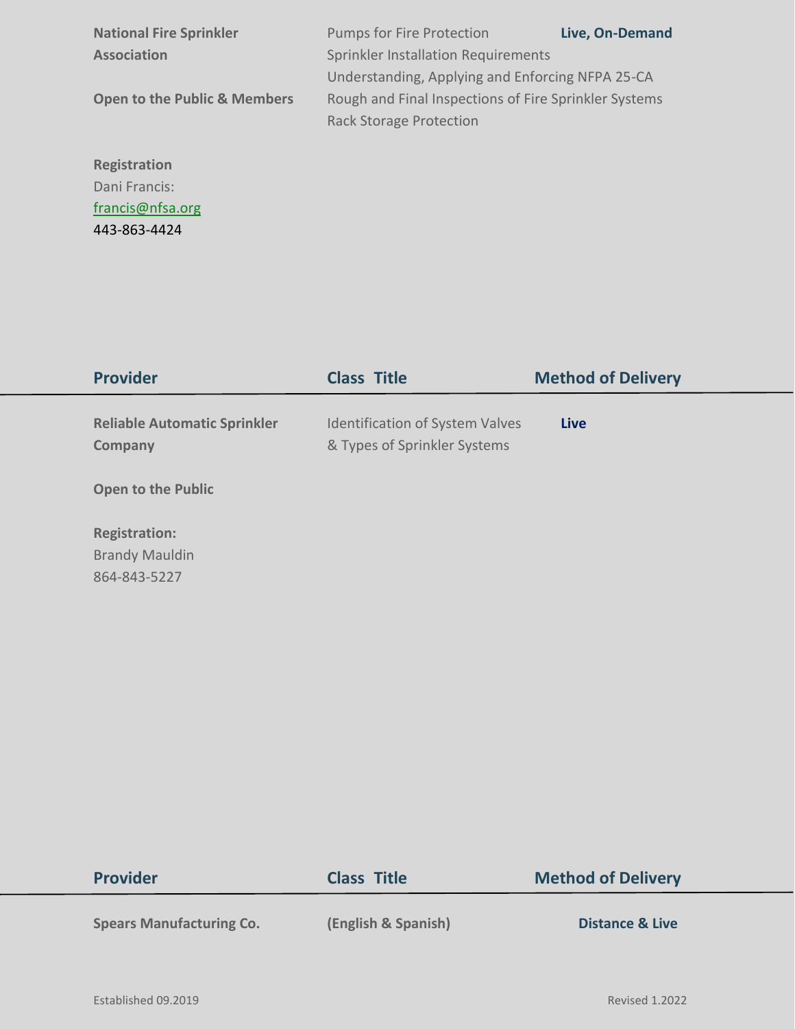| Provider | Class Title | Method of Delivery |
|---|---|---|
| **National Fire Sprinkler Association**<br><br>**Open to the Public & Members**<br><br>**Registration**<br>Dani Francis:<br>francis@nfsa.org<br>443-863-4424 | Pumps for Fire Protection<br>Sprinkler Installation Requirements<br>Understanding, Applying and Enforcing NFPA 25-CA<br>Rough and Final Inspections of Fire Sprinkler Systems<br>Rack Storage Protection | **Live, On-Demand** |

| Provider | Class Title | Method of Delivery |
|---|---|---|
| **Reliable Automatic Sprinkler Company**<br><br>**Open to the Public**<br><br>**Registration:**<br>Brandy Mauldin<br>864-843-5227 | Identification of System Valves & Types of Sprinkler Systems | **Live** |

| Provider | Class Title | Method of Delivery |
|---|---|---|
| **Spears Manufacturing Co.** | **(English & Spanish)** | **Distance & Live** |

Established 09.2019 Revised 1.2022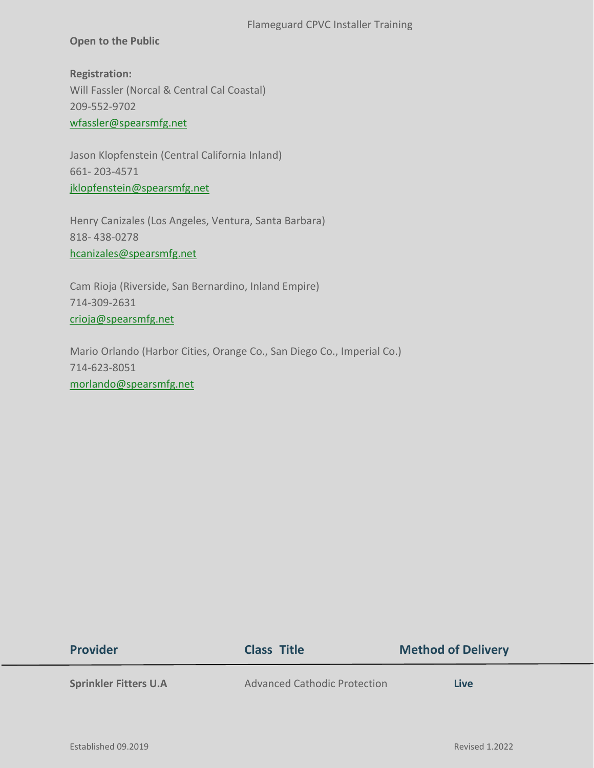Flameguard CPVC Installer Training

**Open to the Public**

**Registration:**
Will Fassler (Norcal & Central Cal Coastal)
209-552-9702
wfassler@spearsmfg.net

Jason Klopfenstein (Central California Inland)
661- 203-4571
jklopfenstein@spearsmfg.net

Henry Canizales (Los Angeles, Ventura, Santa Barbara)
818- 438-0278
hcanizales@spearsmfg.net

Cam Rioja (Riverside, San Bernardino, Inland Empire)
714-309-2631
crioja@spearsmfg.net

Mario Orlando (Harbor Cities, Orange Co., San Diego Co., Imperial Co.)
714-623-8051
morlando@spearsmfg.net

| Provider | Class Title | Method of Delivery |
| --- | --- | --- |
| **Sprinkler Fitters U.A** | Advanced Cathodic Protection | **Live** |

Established 09.2019

Revised 1.2022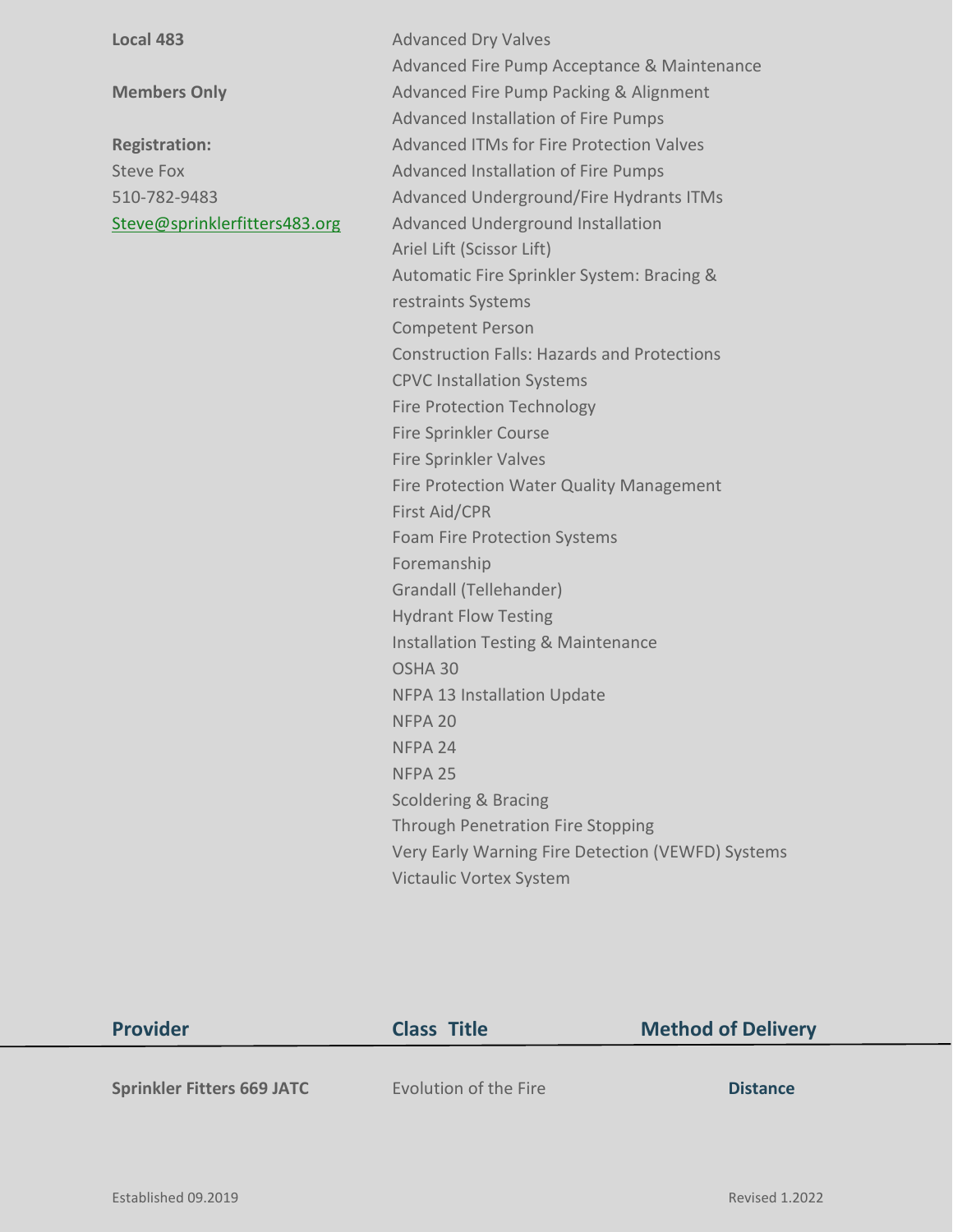| Provider | Class Title | Method of Delivery |
|---|---|---|
| **Local 483**<br><br>**Members Only**<br><br>**Registration:**<br>Steve Fox<br>510-782-9483<br>Steve@sprinklerfitters483.org | Advanced Dry Valves<br>Advanced Fire Pump Acceptance & Maintenance<br>Advanced Fire Pump Packing & Alignment<br>Advanced Installation of Fire Pumps<br>Advanced ITMs for Fire Protection Valves<br>Advanced Installation of Fire Pumps<br>Advanced Underground/Fire Hydrants ITMs<br>Advanced Underground Installation<br>Ariel Lift (Scissor Lift)<br>Automatic Fire Sprinkler System: Bracing & restraints Systems<br>Competent Person<br>Construction Falls: Hazards and Protections<br>CPVC Installation Systems<br>Fire Protection Technology<br>Fire Sprinkler Course<br>Fire Sprinkler Valves<br>Fire Protection Water Quality Management<br>First Aid/CPR<br>Foam Fire Protection Systems<br>Foremanship<br>Grandall (Tellehander)<br>Hydrant Flow Testing<br>Installation Testing & Maintenance<br>OSHA 30<br>NFPA 13 Installation Update<br>NFPA 20<br>NFPA 24<br>NFPA 25<br>Scoldering & Bracing<br>Through Penetration Fire Stopping<br>Very Early Warning Fire Detection (VEWFD) Systems<br>Victaulic Vortex System | |
| **Sprinkler Fitters 669 JATC** | Evolution of the Fire | **Distance** |

Established 09.2019 Revised 1.2022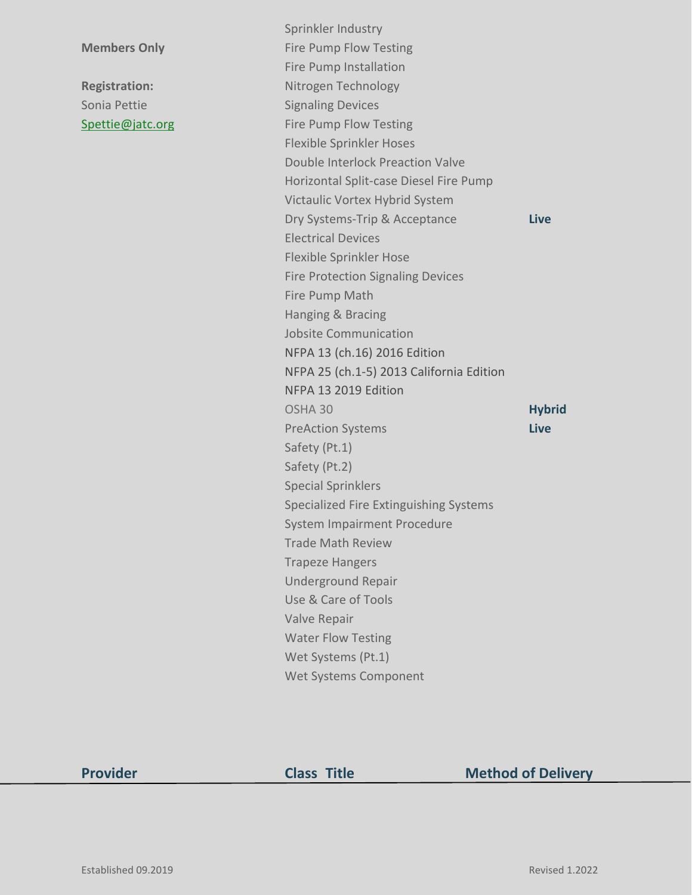| Provider | Class Title | Method of Delivery |
|---|---|---|
| | Sprinkler Industry | |
| **Members Only** | Fire Pump Flow Testing | |
| | Fire Pump Installation | |
| **Registration:** | Nitrogen Technology | |
| Sonia Pettie | Signaling Devices | |
| Spettie@jatc.org | Fire Pump Flow Testing | |
| | Flexible Sprinkler Hoses | |
| | Double Interlock Preaction Valve | |
| | Horizontal Split-case Diesel Fire Pump | |
| | Victaulic Vortex Hybrid System | |
| | Dry Systems-Trip & Acceptance | **Live** |
| | Electrical Devices | |
| | Flexible Sprinkler Hose | |
| | Fire Protection Signaling Devices | |
| | Fire Pump Math | |
| | Hanging & Bracing | |
| | Jobsite Communication | |
| | NFPA 13 (ch.16) 2016 Edition | |
| | NFPA 25 (ch.1-5) 2013 California Edition | |
| | NFPA 13 2019 Edition | |
| | OSHA 30 | **Hybrid** |
| | PreAction Systems | **Live** |
| | Safety (Pt.1) | |
| | Safety (Pt.2) | |
| | Special Sprinklers | |
| | Specialized Fire Extinguishing Systems | |
| | System Impairment Procedure | |
| | Trade Math Review | |
| | Trapeze Hangers | |
| | Underground Repair | |
| | Use & Care of Tools | |
| | Valve Repair | |
| | Water Flow Testing | |
| | Wet Systems (Pt.1) | |
| | Wet Systems Component | |

Established 09.2019

Revised 1.2022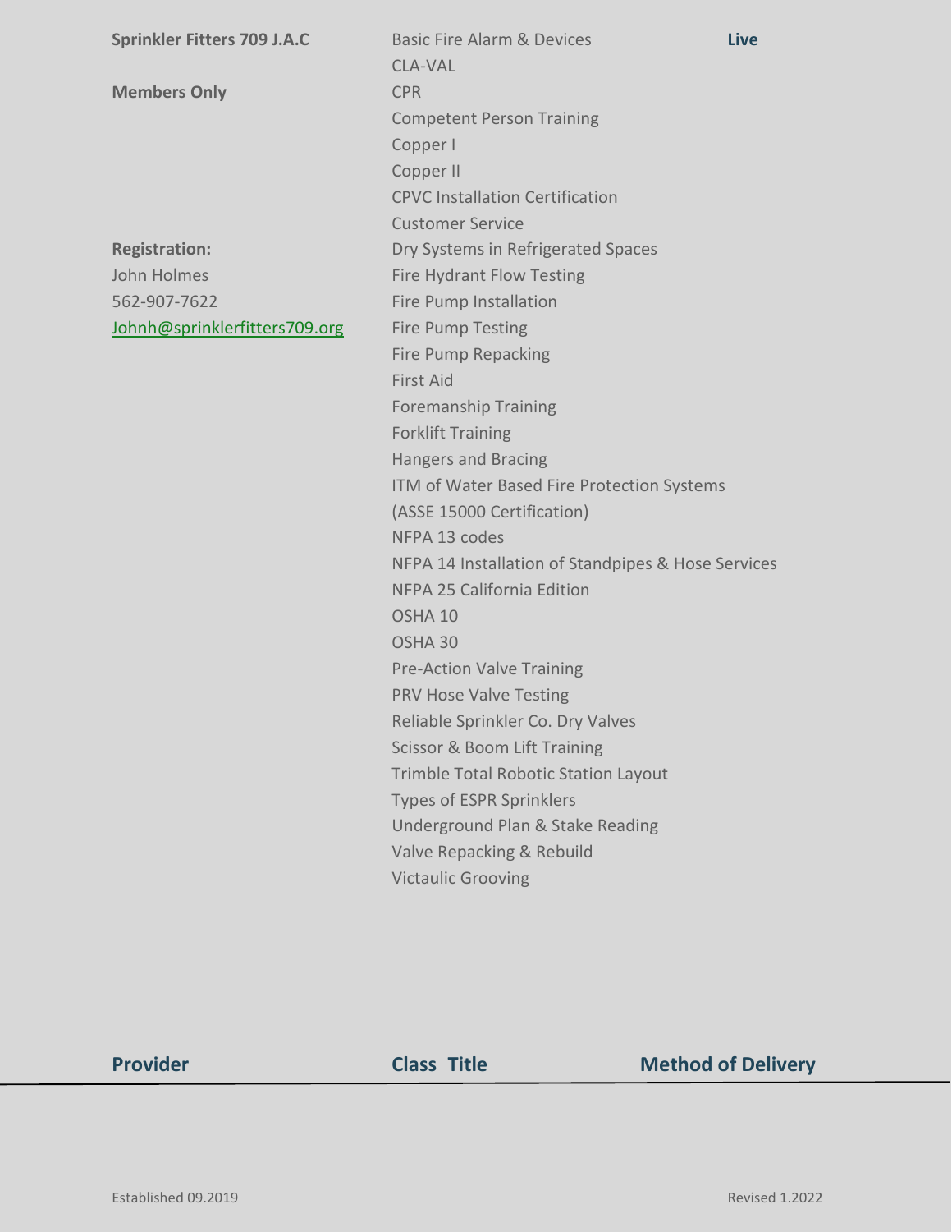| Provider | Class Title | Method of Delivery |
|---|---|---|
| **Sprinkler Fitters 709 J.A.C**<br><br>**Members Only**<br><br>**Registration:**<br>John Holmes<br>562-907-7622<br>Johnh@sprinklerfitters709.org | Basic Fire Alarm & Devices<br>CLA-VAL<br>CPR<br>Competent Person Training<br>Copper I<br>Copper II<br>CPVC Installation Certification<br>Customer Service<br>Dry Systems in Refrigerated Spaces<br>Fire Hydrant Flow Testing<br>Fire Pump Installation<br>Fire Pump Testing<br>Fire Pump Repacking<br>First Aid<br>Foremanship Training<br>Forklift Training<br>Hangers and Bracing<br>ITM of Water Based Fire Protection Systems<br>(ASSE 15000 Certification)<br>NFPA 13 codes<br>NFPA 14 Installation of Standpipes & Hose Services<br>NFPA 25 California Edition<br>OSHA 10<br>OSHA 30<br>Pre-Action Valve Training<br>PRV Hose Valve Testing<br>Reliable Sprinkler Co. Dry Valves<br>Scissor & Boom Lift Training<br>Trimble Total Robotic Station Layout<br>Types of ESPR Sprinklers<br>Underground Plan & Stake Reading<br>Valve Repacking & Rebuild<br>Victaulic Grooving | **Live** |

Established 09.2019 Revised 1.2022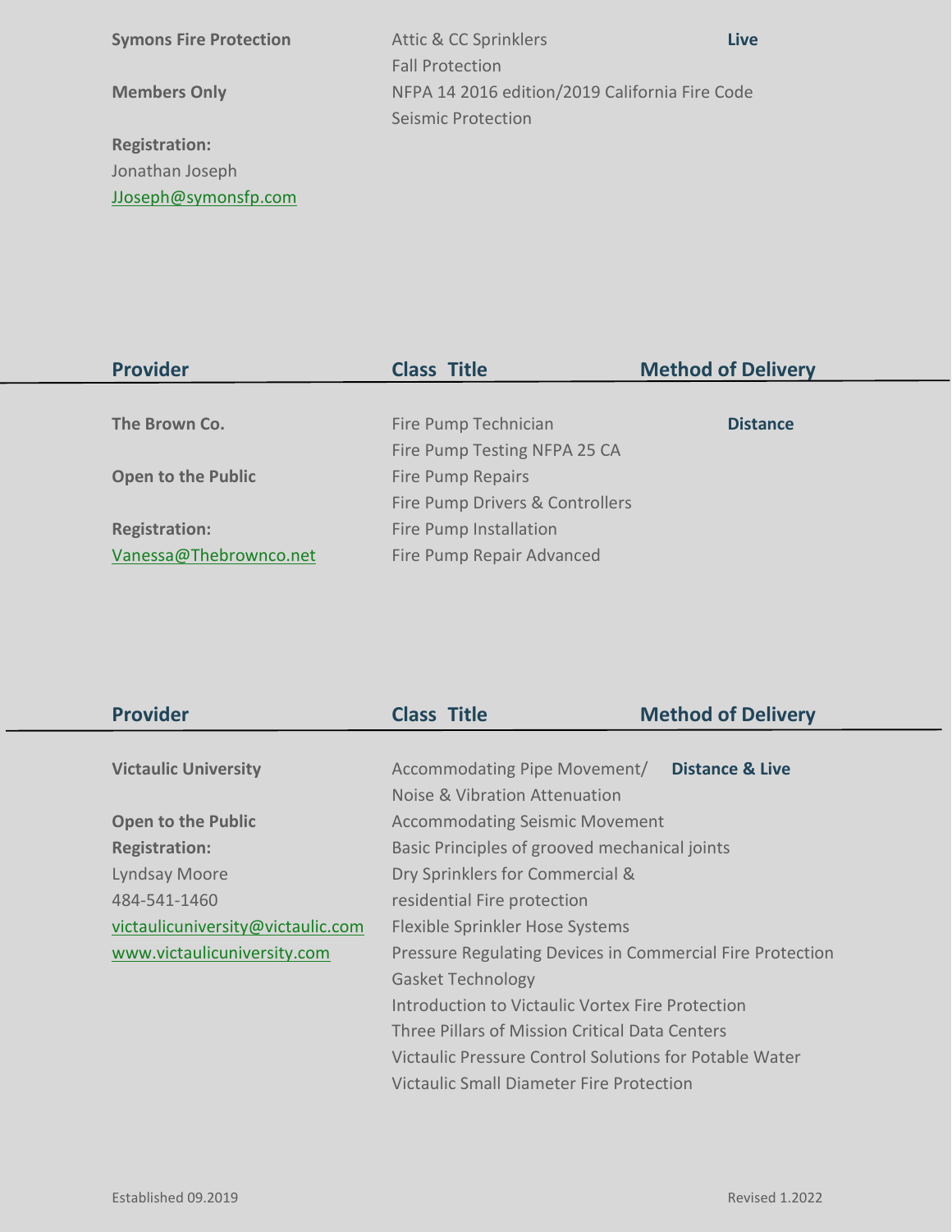| Provider | Class Title | Method of Delivery |
|---|---|---|
| **Symons Fire Protection**<br><br>**Members Only**<br><br>**Registration:**<br>Jonathan Joseph<br>JJoseph@symonsfp.com | Attic & CC Sprinklers<br>Fall Protection<br>NFPA 14 2016 edition/2019 California Fire Code<br>Seismic Protection | **Live** |

| Provider | Class Title | Method of Delivery |
|---|---|---|
| **The Brown Co.**<br><br>**Open to the Public**<br><br>**Registration:**<br>Vanessa@Thebrownco.net | Fire Pump Technician<br>Fire Pump Testing NFPA 25 CA<br>Fire Pump Repairs<br>Fire Pump Drivers & Controllers<br>Fire Pump Installation<br>Fire Pump Repair Advanced | **Distance** |

| Provider | Class Title | Method of Delivery |
|---|---|---|
| **Victaulic University**<br><br>**Open to the Public**<br>**Registration:**<br>Lyndsay Moore<br>484-541-1460<br>victaulicuniversity@victaulic.com<br>www.victaulicuniversity.com | Accommodating Pipe Movement/ Noise & Vibration Attenuation<br>Accommodating Seismic Movement<br>Basic Principles of grooved mechanical joints<br>Dry Sprinklers for Commercial & residential Fire protection<br>Flexible Sprinkler Hose Systems<br>Pressure Regulating Devices in Commercial Fire Protection<br>Gasket Technology<br>Introduction to Victaulic Vortex Fire Protection<br>Three Pillars of Mission Critical Data Centers<br>Victaulic Pressure Control Solutions for Potable Water<br>Victaulic Small Diameter Fire Protection | **Distance & Live** |

Established 09.2019 Revised 1.2022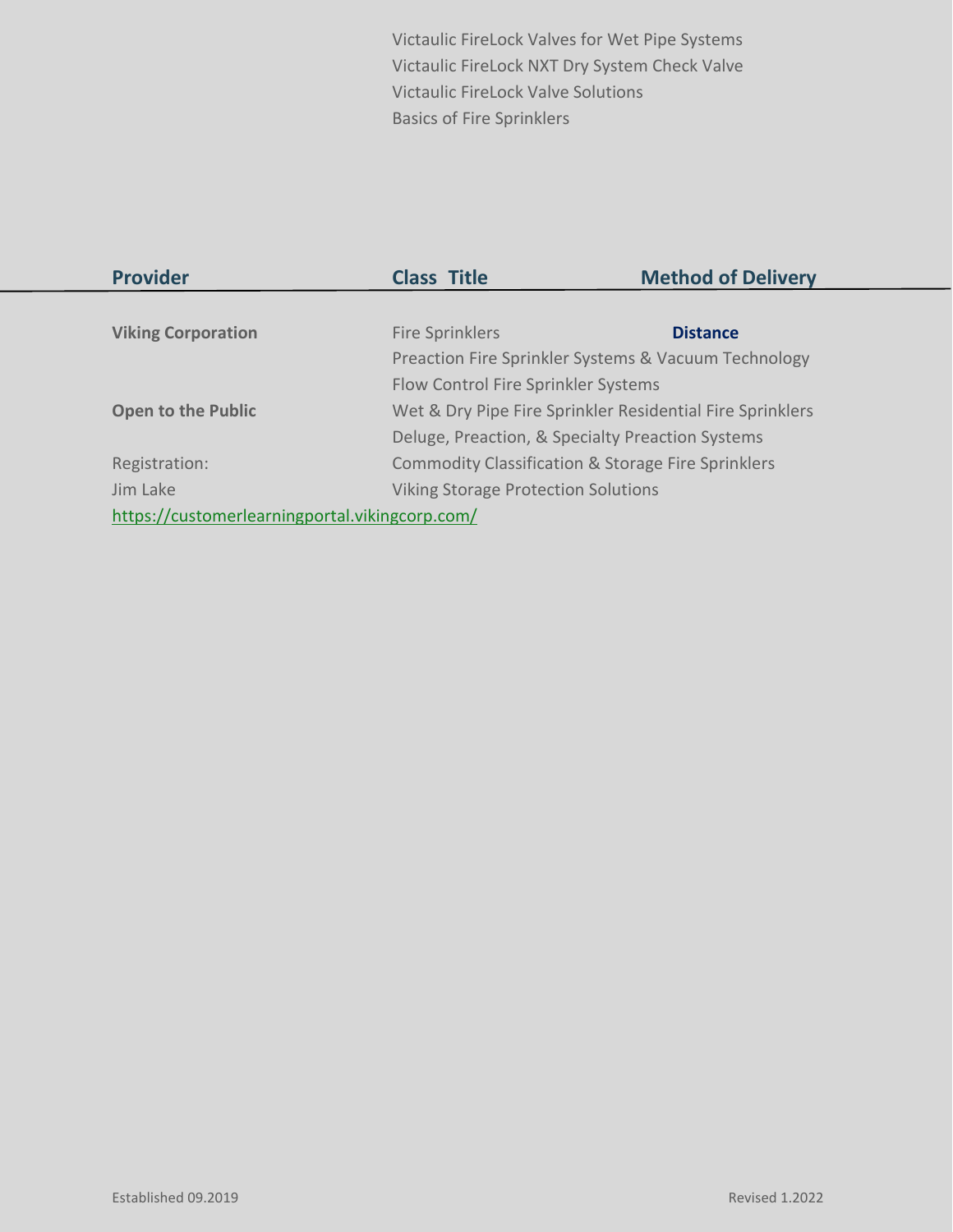Victaulic FireLock Valves for Wet Pipe Systems
Victaulic FireLock NXT Dry System Check Valve
Victaulic FireLock Valve Solutions
Basics of Fire Sprinklers

| Provider | Class Title | Method of Delivery |
|---|---|---|
| **Viking Corporation** | Fire Sprinklers | **Distance** |
| | Preaction Fire Sprinkler Systems & Vacuum Technology | |
| | Flow Control Fire Sprinkler Systems | |
| **Open to the Public** | Wet & Dry Pipe Fire Sprinkler Residential Fire Sprinklers | |
| | Deluge, Preaction, & Specialty Preaction Systems | |
| Registration: | Commodity Classification & Storage Fire Sprinklers | |
| Jim Lake | Viking Storage Protection Solutions | |
| https://customerlearningportal.vikingcorp.com/ | | |

Established 09.2019

Revised 1.2022